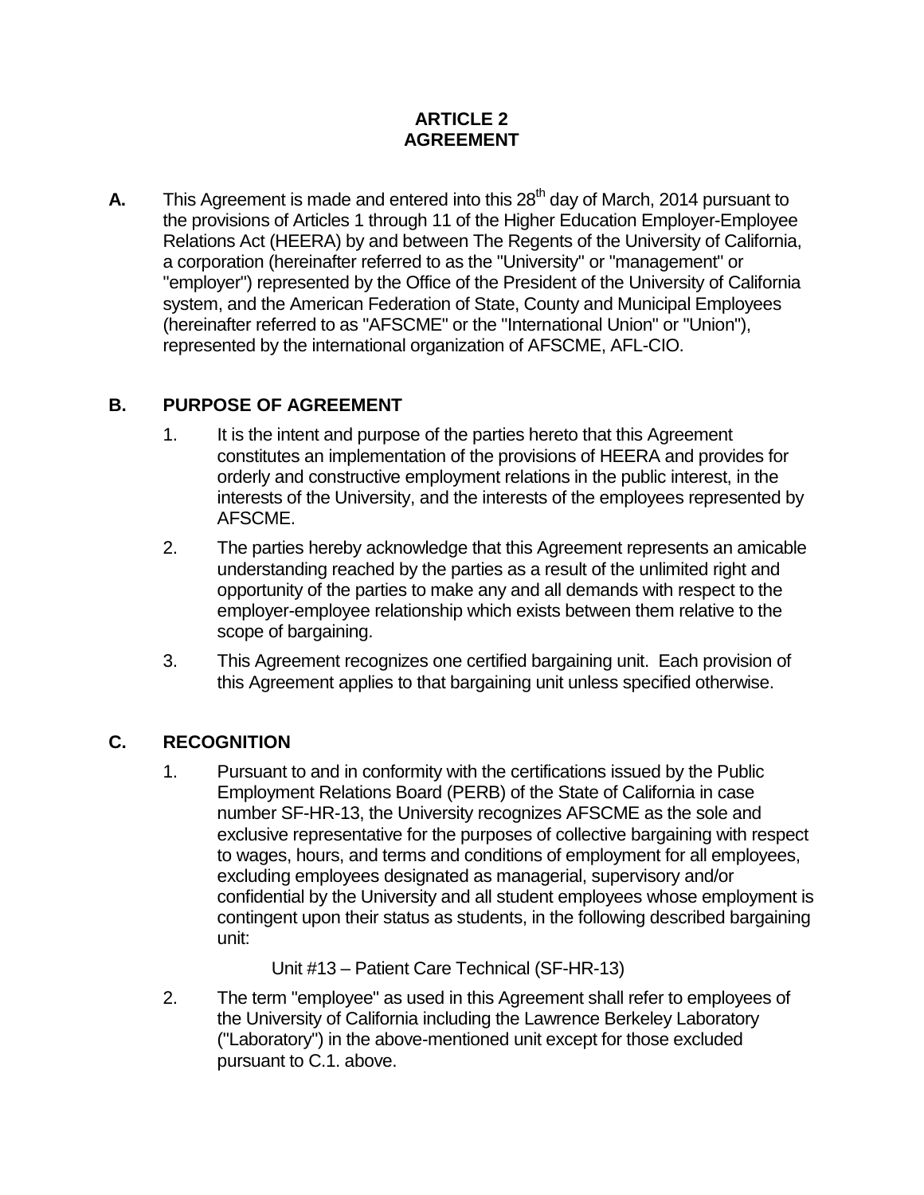# ARTICLE 2
# AGREEMENT

**A.** This Agreement is made and entered into this 28th day of March, 2014 pursuant to the provisions of Articles 1 through 11 of the Higher Education Employer-Employee Relations Act (HEERA) by and between The Regents of the University of California, a corporation (hereinafter referred to as the "University" or "management" or "employer") represented by the Office of the President of the University of California system, and the American Federation of State, County and Municipal Employees (hereinafter referred to as "AFSCME" or the "International Union" or "Union"), represented by the international organization of AFSCME, AFL-CIO.

## B. PURPOSE OF AGREEMENT

1. It is the intent and purpose of the parties hereto that this Agreement constitutes an implementation of the provisions of HEERA and provides for orderly and constructive employment relations in the public interest, in the interests of the University, and the interests of the employees represented by AFSCME.
2. The parties hereby acknowledge that this Agreement represents an amicable understanding reached by the parties as a result of the unlimited right and opportunity of the parties to make any and all demands with respect to the employer-employee relationship which exists between them relative to the scope of bargaining.
3. This Agreement recognizes one certified bargaining unit. Each provision of this Agreement applies to that bargaining unit unless specified otherwise.

## C. RECOGNITION

1. Pursuant to and in conformity with the certifications issued by the Public Employment Relations Board (PERB) of the State of California in case number SF-HR-13, the University recognizes AFSCME as the sole and exclusive representative for the purposes of collective bargaining with respect to wages, hours, and terms and conditions of employment for all employees, excluding employees designated as managerial, supervisory and/or confidential by the University and all student employees whose employment is contingent upon their status as students, in the following described bargaining unit:

   Unit #13 – Patient Care Technical (SF-HR-13)

2. The term "employee" as used in this Agreement shall refer to employees of the University of California including the Lawrence Berkeley Laboratory ("Laboratory") in the above-mentioned unit except for those excluded pursuant to C.1. above.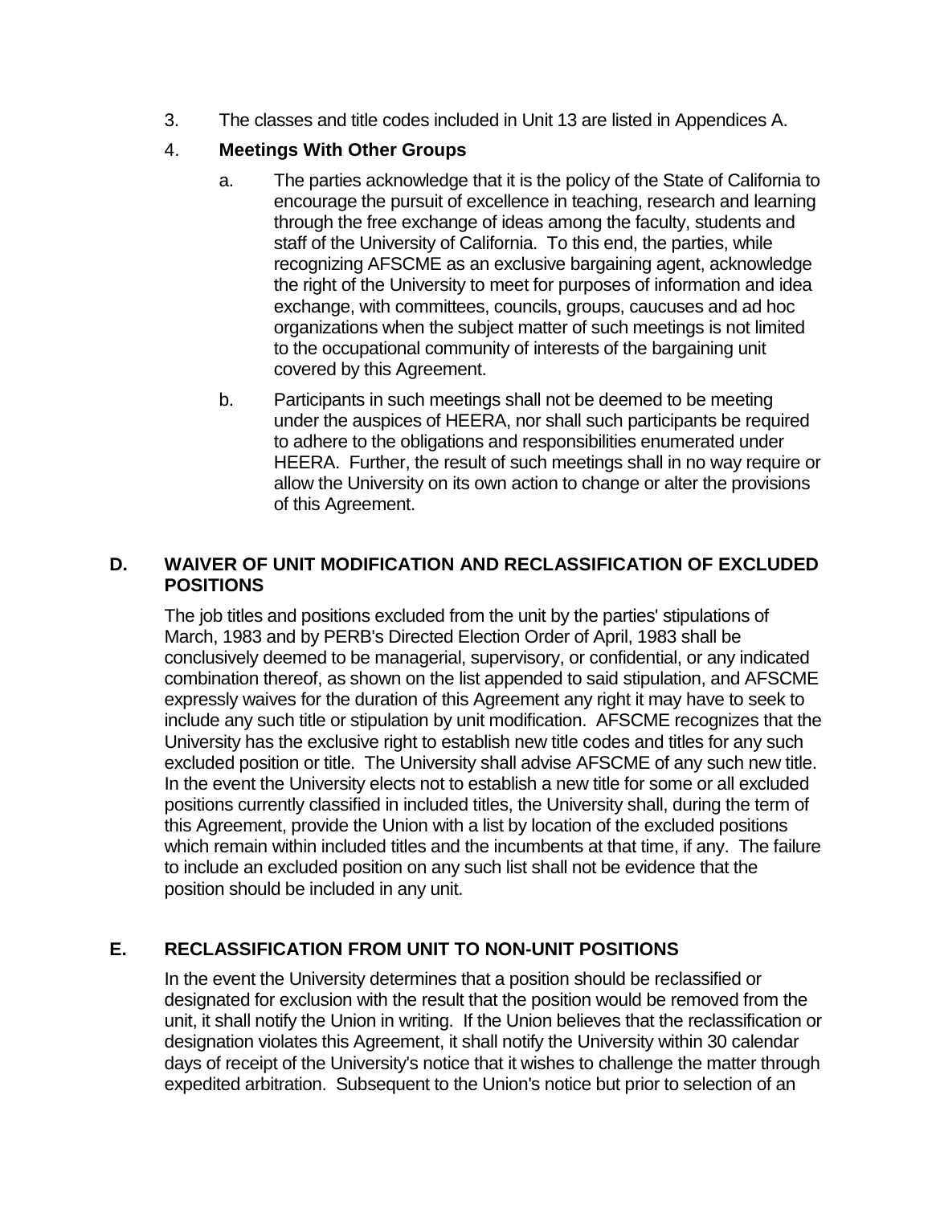3. The classes and title codes included in Unit 13 are listed in Appendices A.

4. **Meetings With Other Groups**

   a. The parties acknowledge that it is the policy of the State of California to encourage the pursuit of excellence in teaching, research and learning through the free exchange of ideas among the faculty, students and staff of the University of California. To this end, the parties, while recognizing AFSCME as an exclusive bargaining agent, acknowledge the right of the University to meet for purposes of information and idea exchange, with committees, councils, groups, caucuses and ad hoc organizations when the subject matter of such meetings is not limited to the occupational community of interests of the bargaining unit covered by this Agreement.

   b. Participants in such meetings shall not be deemed to be meeting under the auspices of HEERA, nor shall such participants be required to adhere to the obligations and responsibilities enumerated under HEERA. Further, the result of such meetings shall in no way require or allow the University on its own action to change or alter the provisions of this Agreement.

## D. WAIVER OF UNIT MODIFICATION AND RECLASSIFICATION OF EXCLUDED POSITIONS

The job titles and positions excluded from the unit by the parties' stipulations of March, 1983 and by PERB's Directed Election Order of April, 1983 shall be conclusively deemed to be managerial, supervisory, or confidential, or any indicated combination thereof, as shown on the list appended to said stipulation, and AFSCME expressly waives for the duration of this Agreement any right it may have to seek to include any such title or stipulation by unit modification. AFSCME recognizes that the University has the exclusive right to establish new title codes and titles for any such excluded position or title. The University shall advise AFSCME of any such new title. In the event the University elects not to establish a new title for some or all excluded positions currently classified in included titles, the University shall, during the term of this Agreement, provide the Union with a list by location of the excluded positions which remain within included titles and the incumbents at that time, if any. The failure to include an excluded position on any such list shall not be evidence that the position should be included in any unit.

## E. RECLASSIFICATION FROM UNIT TO NON-UNIT POSITIONS

In the event the University determines that a position should be reclassified or designated for exclusion with the result that the position would be removed from the unit, it shall notify the Union in writing. If the Union believes that the reclassification or designation violates this Agreement, it shall notify the University within 30 calendar days of receipt of the University's notice that it wishes to challenge the matter through expedited arbitration. Subsequent to the Union's notice but prior to selection of an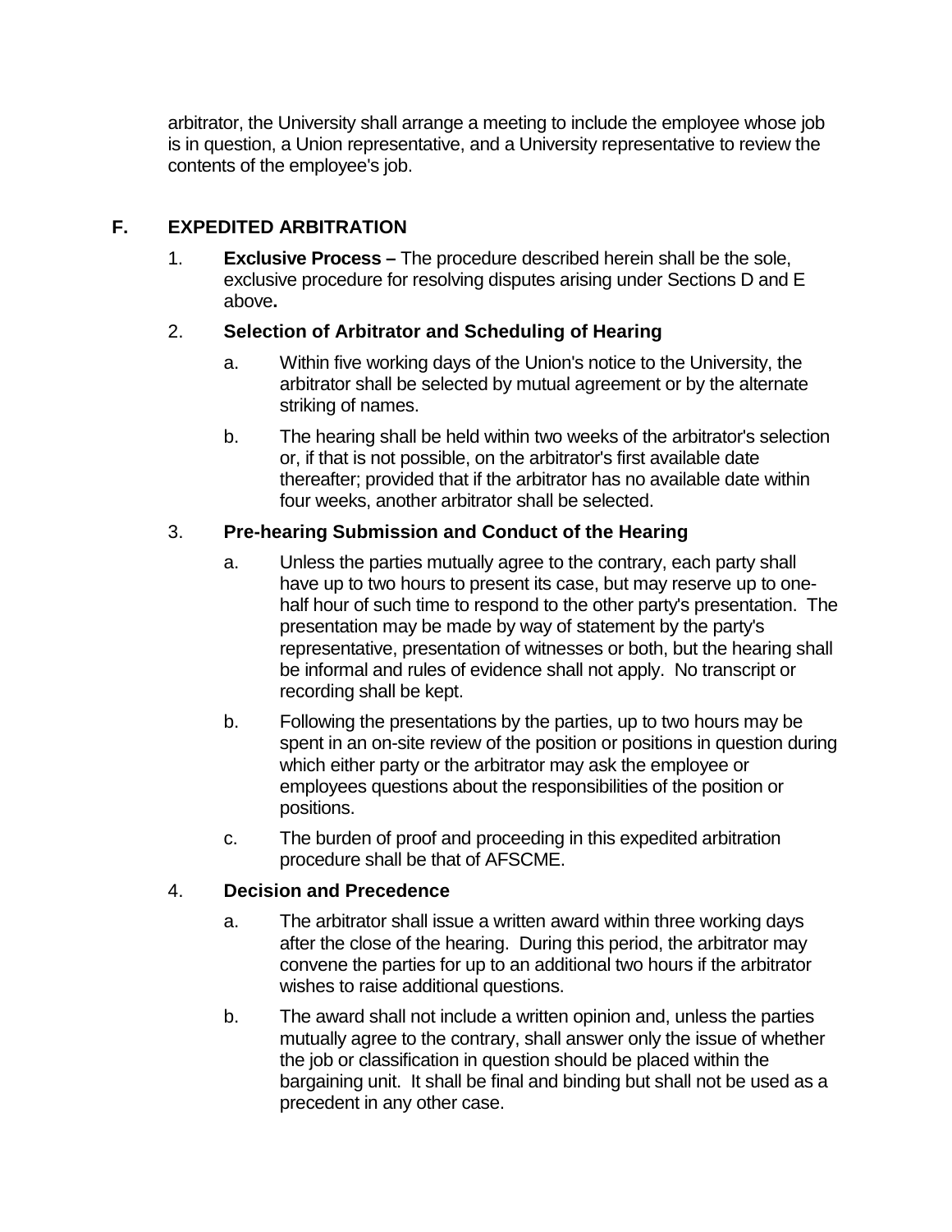arbitrator, the University shall arrange a meeting to include the employee whose job is in question, a Union representative, and a University representative to review the contents of the employee's job.

## F. EXPEDITED ARBITRATION

1. **Exclusive Process –** The procedure described herein shall be the sole, exclusive procedure for resolving disputes arising under Sections D and E above**.**

2. **Selection of Arbitrator and Scheduling of Hearing**

   a. Within five working days of the Union's notice to the University, the arbitrator shall be selected by mutual agreement or by the alternate striking of names.

   b. The hearing shall be held within two weeks of the arbitrator's selection or, if that is not possible, on the arbitrator's first available date thereafter; provided that if the arbitrator has no available date within four weeks, another arbitrator shall be selected.

3. **Pre-hearing Submission and Conduct of the Hearing**

   a. Unless the parties mutually agree to the contrary, each party shall have up to two hours to present its case, but may reserve up to one-half hour of such time to respond to the other party's presentation. The presentation may be made by way of statement by the party's representative, presentation of witnesses or both, but the hearing shall be informal and rules of evidence shall not apply. No transcript or recording shall be kept.

   b. Following the presentations by the parties, up to two hours may be spent in an on-site review of the position or positions in question during which either party or the arbitrator may ask the employee or employees questions about the responsibilities of the position or positions.

   c. The burden of proof and proceeding in this expedited arbitration procedure shall be that of AFSCME.

4. **Decision and Precedence**

   a. The arbitrator shall issue a written award within three working days after the close of the hearing. During this period, the arbitrator may convene the parties for up to an additional two hours if the arbitrator wishes to raise additional questions.

   b. The award shall not include a written opinion and, unless the parties mutually agree to the contrary, shall answer only the issue of whether the job or classification in question should be placed within the bargaining unit. It shall be final and binding but shall not be used as a precedent in any other case.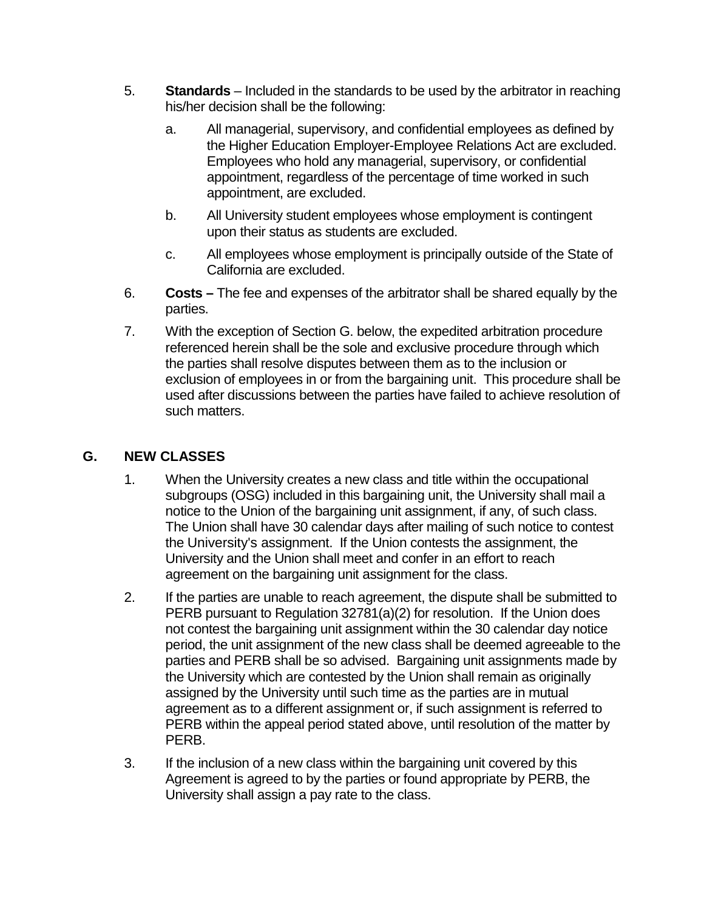5. **Standards** – Included in the standards to be used by the arbitrator in reaching his/her decision shall be the following:

   a. All managerial, supervisory, and confidential employees as defined by the Higher Education Employer-Employee Relations Act are excluded. Employees who hold any managerial, supervisory, or confidential appointment, regardless of the percentage of time worked in such appointment, are excluded.

   b. All University student employees whose employment is contingent upon their status as students are excluded.

   c. All employees whose employment is principally outside of the State of California are excluded.

6. **Costs –** The fee and expenses of the arbitrator shall be shared equally by the parties.

7. With the exception of Section G. below, the expedited arbitration procedure referenced herein shall be the sole and exclusive procedure through which the parties shall resolve disputes between them as to the inclusion or exclusion of employees in or from the bargaining unit. This procedure shall be used after discussions between the parties have failed to achieve resolution of such matters.

## G. NEW CLASSES

1. When the University creates a new class and title within the occupational subgroups (OSG) included in this bargaining unit, the University shall mail a notice to the Union of the bargaining unit assignment, if any, of such class. The Union shall have 30 calendar days after mailing of such notice to contest the University's assignment. If the Union contests the assignment, the University and the Union shall meet and confer in an effort to reach agreement on the bargaining unit assignment for the class.

2. If the parties are unable to reach agreement, the dispute shall be submitted to PERB pursuant to Regulation 32781(a)(2) for resolution. If the Union does not contest the bargaining unit assignment within the 30 calendar day notice period, the unit assignment of the new class shall be deemed agreeable to the parties and PERB shall be so advised. Bargaining unit assignments made by the University which are contested by the Union shall remain as originally assigned by the University until such time as the parties are in mutual agreement as to a different assignment or, if such assignment is referred to PERB within the appeal period stated above, until resolution of the matter by PERB.

3. If the inclusion of a new class within the bargaining unit covered by this Agreement is agreed to by the parties or found appropriate by PERB, the University shall assign a pay rate to the class.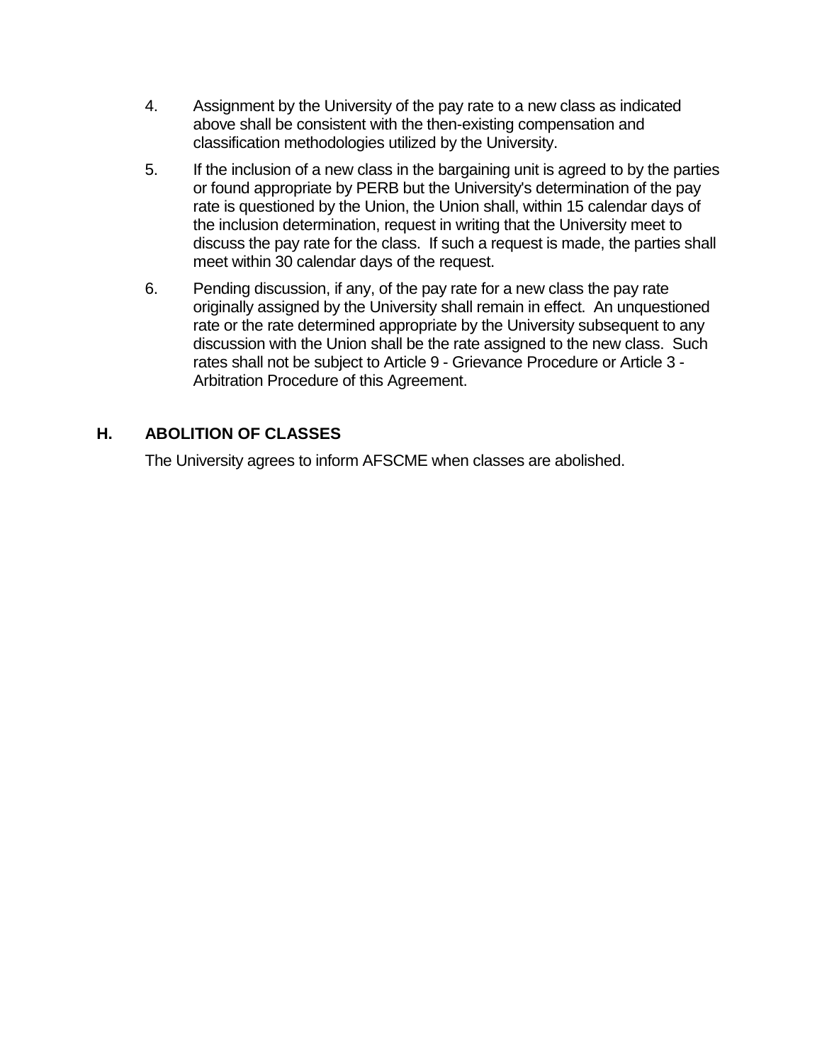4. Assignment by the University of the pay rate to a new class as indicated above shall be consistent with the then-existing compensation and classification methodologies utilized by the University.

5. If the inclusion of a new class in the bargaining unit is agreed to by the parties or found appropriate by PERB but the University's determination of the pay rate is questioned by the Union, the Union shall, within 15 calendar days of the inclusion determination, request in writing that the University meet to discuss the pay rate for the class. If such a request is made, the parties shall meet within 30 calendar days of the request.

6. Pending discussion, if any, of the pay rate for a new class the pay rate originally assigned by the University shall remain in effect. An unquestioned rate or the rate determined appropriate by the University subsequent to any discussion with the Union shall be the rate assigned to the new class. Such rates shall not be subject to Article 9 - Grievance Procedure or Article 3 - Arbitration Procedure of this Agreement.

## H. ABOLITION OF CLASSES

The University agrees to inform AFSCME when classes are abolished.